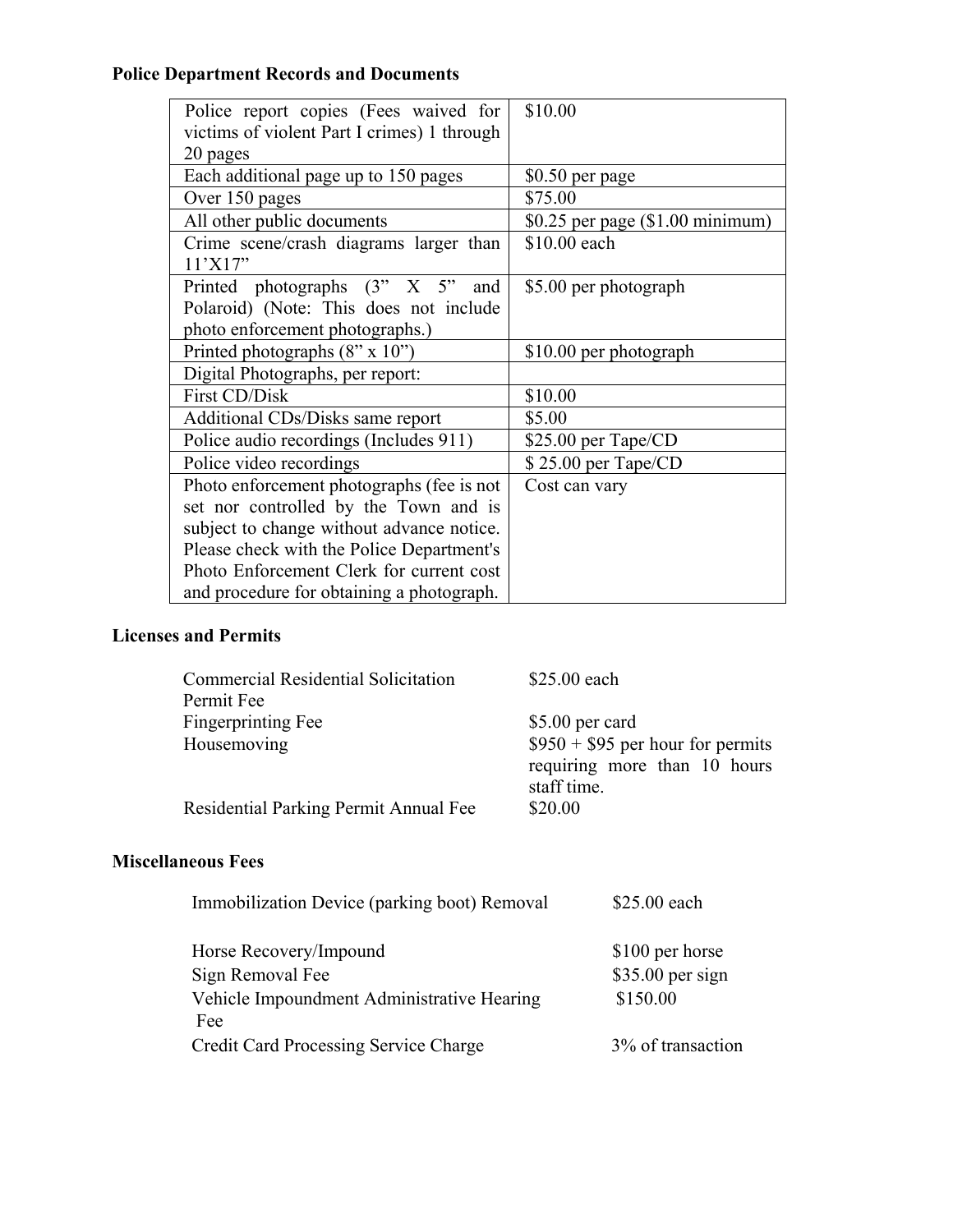**Police Department Records and Documents**

| | |
|---|---|
| Police report copies (Fees waived for victims of violent Part I crimes) 1 through 20 pages | $10.00 |
| Each additional page up to 150 pages | $0.50 per page |
| Over 150 pages | $75.00 |
| All other public documents | $0.25 per page ($1.00 minimum) |
| Crime scene/crash diagrams larger than 11'X17" | $10.00 each |
| Printed photographs (3" X 5" and Polaroid) (Note: This does not include photo enforcement photographs.) | $5.00 per photograph |
| Printed photographs (8" x 10") | $10.00 per photograph |
| Digital Photographs, per report: | |
| First CD/Disk | $10.00 |
| Additional CDs/Disks same report | $5.00 |
| Police audio recordings (Includes 911) | $25.00 per Tape/CD |
| Police video recordings | $ 25.00 per Tape/CD |
| Photo enforcement photographs (fee is not set nor controlled by the Town and is subject to change without advance notice. Please check with the Police Department's Photo Enforcement Clerk for current cost and procedure for obtaining a photograph. | Cost can vary |

**Licenses and Permits**

| | |
|---|---|
| Commercial Residential Solicitation Permit Fee | $25.00 each |
| Fingerprinting Fee | $5.00 per card |
| Housemoving | $950 + $95 per hour for permits requiring more than 10 hours staff time. |
| Residential Parking Permit Annual Fee | $20.00 |

**Miscellaneous Fees**

| | |
|---|---|
| Immobilization Device (parking boot) Removal | $25.00 each |
| Horse Recovery/Impound | $100 per horse |
| Sign Removal Fee | $35.00 per sign |
| Vehicle Impoundment Administrative Hearing Fee | $150.00 |
| Credit Card Processing Service Charge | 3% of transaction |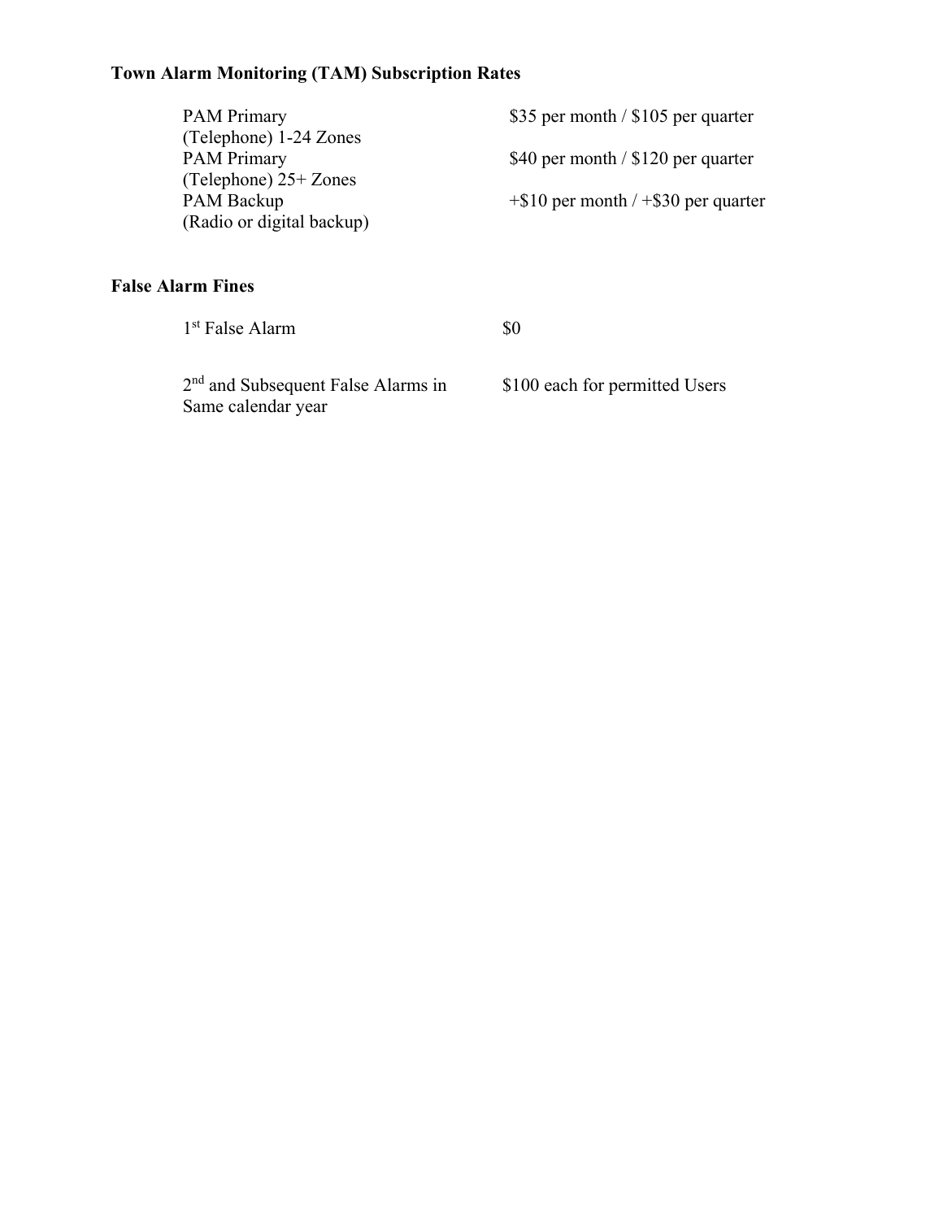**Town Alarm Monitoring (TAM) Subscription Rates**

| | |
|---|---|
| PAM Primary (Telephone) 1-24 Zones | $35 per month / $105 per quarter |
| PAM Primary (Telephone) 25+ Zones | $40 per month / $120 per quarter |
| PAM Backup (Radio or digital backup) | +$10 per month / +$30 per quarter |

**False Alarm Fines**

| | |
|---|---|
| 1st False Alarm | $0 |
| 2nd and Subsequent False Alarms in Same calendar year | $100 each for permitted Users |